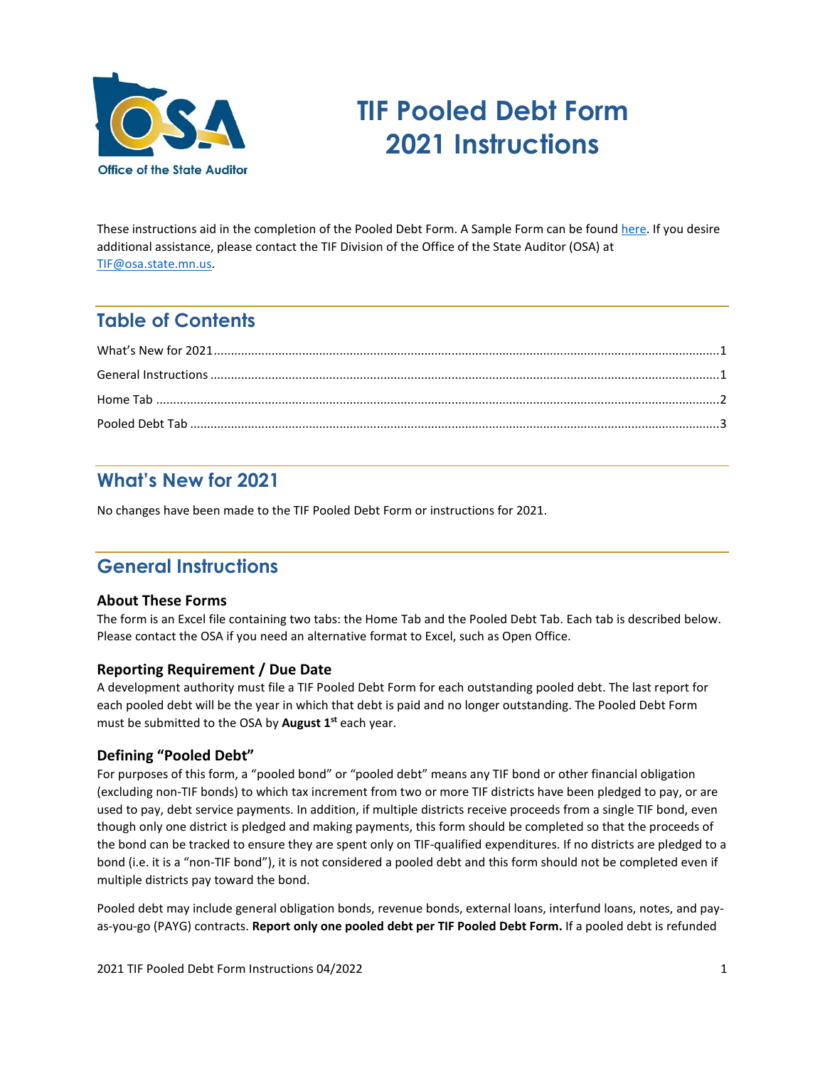# TIF Pooled Debt Form 2021 Instructions

These instructions aid in the completion of the Pooled Debt Form. A Sample Form can be found [here](). If you desire additional assistance, please contact the TIF Division of the Office of the State Auditor (OSA) at [TIF@osa.state.mn.us](mailto:TIF@osa.state.mn.us).

## Table of Contents

What's New for 2021 ....................1
General Instructions ....................1
Home Tab ....................2
Pooled Debt Tab ....................3

## What's New for 2021

No changes have been made to the TIF Pooled Debt Form or instructions for 2021.

## General Instructions

### About These Forms

The form is an Excel file containing two tabs: the Home Tab and the Pooled Debt Tab. Each tab is described below. Please contact the OSA if you need an alternative format to Excel, such as Open Office.

### Reporting Requirement / Due Date

A development authority must file a TIF Pooled Debt Form for each outstanding pooled debt. The last report for each pooled debt will be the year in which that debt is paid and no longer outstanding. The Pooled Debt Form must be submitted to the OSA by **August 1st** each year.

### Defining "Pooled Debt"

For purposes of this form, a "pooled bond" or "pooled debt" means any TIF bond or other financial obligation (excluding non-TIF bonds) to which tax increment from two or more TIF districts have been pledged to pay, or are used to pay, debt service payments. In addition, if multiple districts receive proceeds from a single TIF bond, even though only one district is pledged and making payments, this form should be completed so that the proceeds of the bond can be tracked to ensure they are spent only on TIF-qualified expenditures. If no districts are pledged to a bond (i.e. it is a "non-TIF bond"), it is not considered a pooled debt and this form should not be completed even if multiple districts pay toward the bond.

Pooled debt may include general obligation bonds, revenue bonds, external loans, interfund loans, notes, and pay-as-you-go (PAYG) contracts. **Report only one pooled debt per TIF Pooled Debt Form.** If a pooled debt is refunded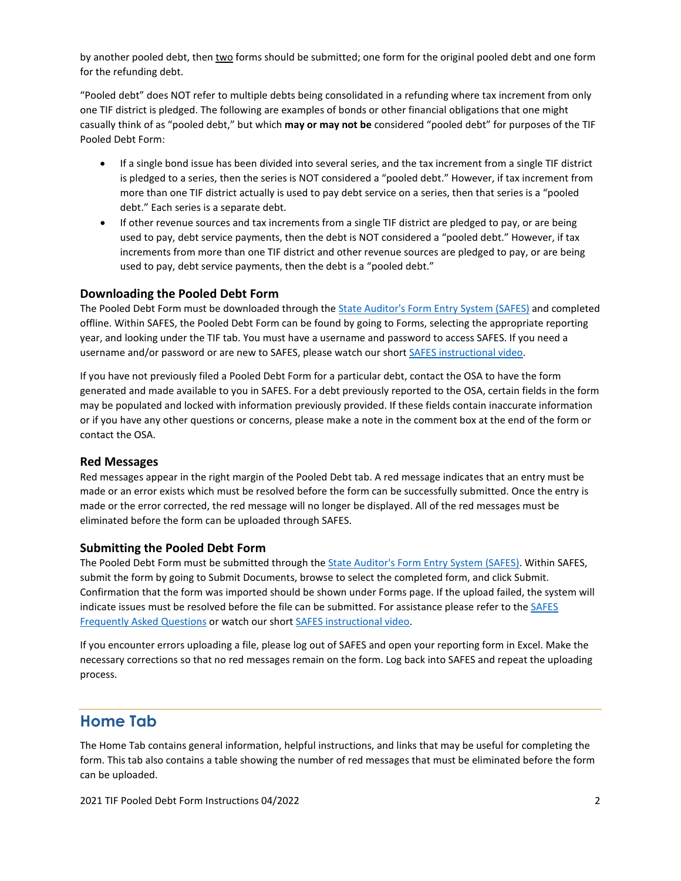by another pooled debt, then two forms should be submitted; one form for the original pooled debt and one form for the refunding debt.

"Pooled debt" does NOT refer to multiple debts being consolidated in a refunding where tax increment from only one TIF district is pledged. The following are examples of bonds or other financial obligations that one might casually think of as "pooled debt," but which **may or may not be** considered "pooled debt" for purposes of the TIF Pooled Debt Form:

- If a single bond issue has been divided into several series, and the tax increment from a single TIF district is pledged to a series, then the series is NOT considered a "pooled debt." However, if tax increment from more than one TIF district actually is used to pay debt service on a series, then that series is a "pooled debt." Each series is a separate debt.
- If other revenue sources and tax increments from a single TIF district are pledged to pay, or are being used to pay, debt service payments, then the debt is NOT considered a "pooled debt." However, if tax increments from more than one TIF district and other revenue sources are pledged to pay, or are being used to pay, debt service payments, then the debt is a "pooled debt."

### Downloading the Pooled Debt Form

The Pooled Debt Form must be downloaded through the State Auditor's Form Entry System (SAFES) and completed offline. Within SAFES, the Pooled Debt Form can be found by going to Forms, selecting the appropriate reporting year, and looking under the TIF tab. You must have a username and password to access SAFES. If you need a username and/or password or are new to SAFES, please watch our short SAFES instructional video.

If you have not previously filed a Pooled Debt Form for a particular debt, contact the OSA to have the form generated and made available to you in SAFES. For a debt previously reported to the OSA, certain fields in the form may be populated and locked with information previously provided. If these fields contain inaccurate information or if you have any other questions or concerns, please make a note in the comment box at the end of the form or contact the OSA.

### Red Messages

Red messages appear in the right margin of the Pooled Debt tab. A red message indicates that an entry must be made or an error exists which must be resolved before the form can be successfully submitted. Once the entry is made or the error corrected, the red message will no longer be displayed. All of the red messages must be eliminated before the form can be uploaded through SAFES.

### Submitting the Pooled Debt Form

The Pooled Debt Form must be submitted through the State Auditor's Form Entry System (SAFES). Within SAFES, submit the form by going to Submit Documents, browse to select the completed form, and click Submit. Confirmation that the form was imported should be shown under Forms page. If the upload failed, the system will indicate issues must be resolved before the file can be submitted. For assistance please refer to the SAFES Frequently Asked Questions or watch our short SAFES instructional video.

If you encounter errors uploading a file, please log out of SAFES and open your reporting form in Excel. Make the necessary corrections so that no red messages remain on the form. Log back into SAFES and repeat the uploading process.

## Home Tab

The Home Tab contains general information, helpful instructions, and links that may be useful for completing the form. This tab also contains a table showing the number of red messages that must be eliminated before the form can be uploaded.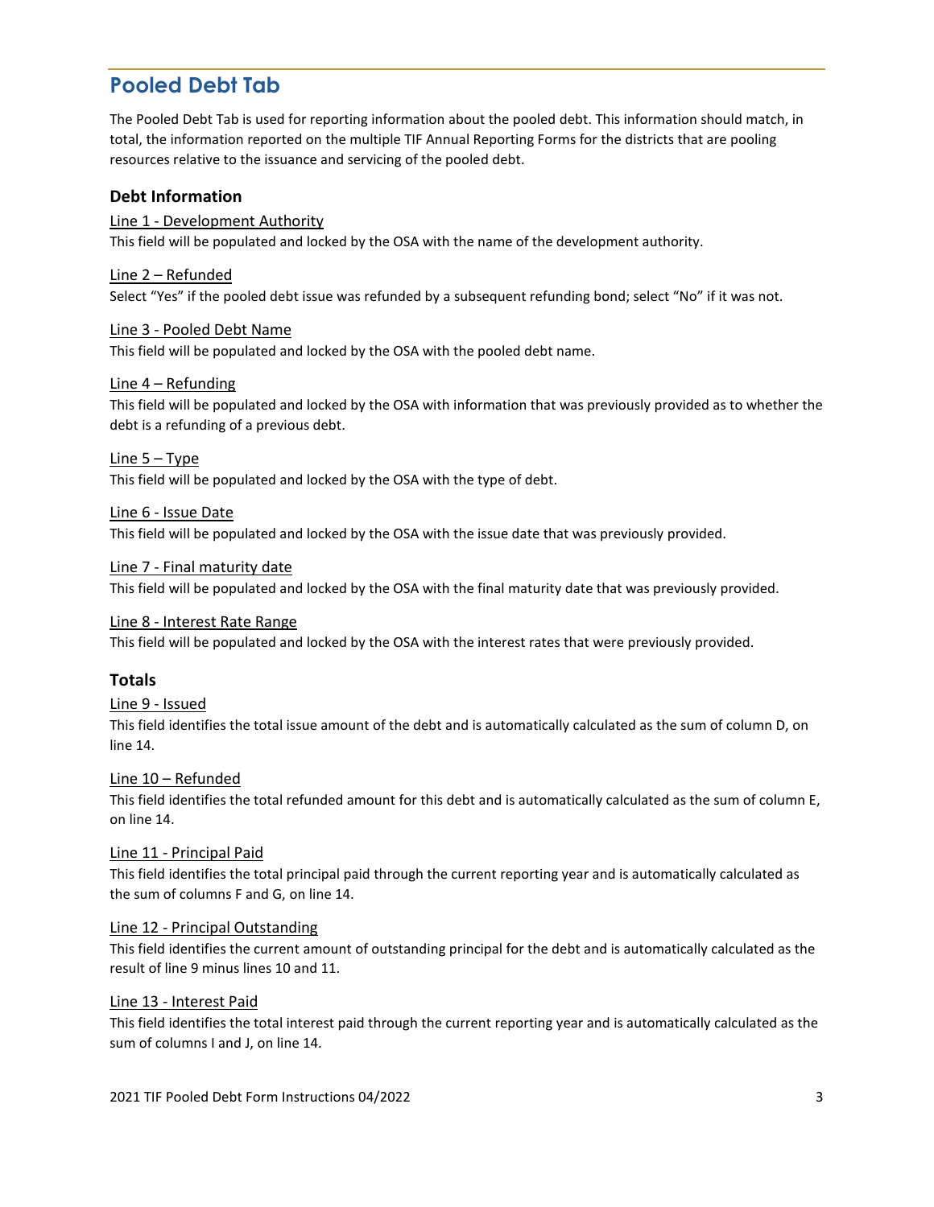## Pooled Debt Tab

The Pooled Debt Tab is used for reporting information about the pooled debt. This information should match, in total, the information reported on the multiple TIF Annual Reporting Forms for the districts that are pooling resources relative to the issuance and servicing of the pooled debt.

### Debt Information

Line 1 - Development Authority
This field will be populated and locked by the OSA with the name of the development authority.

Line 2 – Refunded
Select "Yes" if the pooled debt issue was refunded by a subsequent refunding bond; select "No" if it was not.

Line 3 - Pooled Debt Name
This field will be populated and locked by the OSA with the pooled debt name.

Line 4 – Refunding
This field will be populated and locked by the OSA with information that was previously provided as to whether the debt is a refunding of a previous debt.

Line 5 – Type
This field will be populated and locked by the OSA with the type of debt.

Line 6 - Issue Date
This field will be populated and locked by the OSA with the issue date that was previously provided.

Line 7 - Final maturity date
This field will be populated and locked by the OSA with the final maturity date that was previously provided.

Line 8 - Interest Rate Range
This field will be populated and locked by the OSA with the interest rates that were previously provided.

### Totals

Line 9 - Issued
This field identifies the total issue amount of the debt and is automatically calculated as the sum of column D, on line 14.

Line 10 – Refunded
This field identifies the total refunded amount for this debt and is automatically calculated as the sum of column E, on line 14.

Line 11 - Principal Paid
This field identifies the total principal paid through the current reporting year and is automatically calculated as the sum of columns F and G, on line 14.

Line 12 - Principal Outstanding
This field identifies the current amount of outstanding principal for the debt and is automatically calculated as the result of line 9 minus lines 10 and 11.

Line 13 - Interest Paid
This field identifies the total interest paid through the current reporting year and is automatically calculated as the sum of columns I and J, on line 14.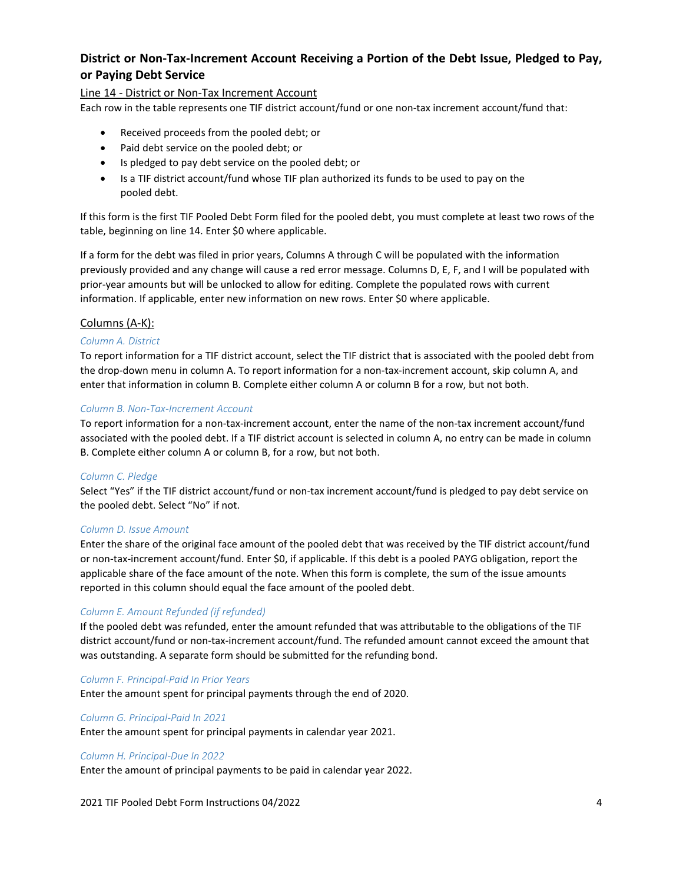## District or Non-Tax-Increment Account Receiving a Portion of the Debt Issue, Pledged to Pay, or Paying Debt Service

### Line 14 - District or Non-Tax Increment Account

Each row in the table represents one TIF district account/fund or one non-tax increment account/fund that:

- Received proceeds from the pooled debt; or
- Paid debt service on the pooled debt; or
- Is pledged to pay debt service on the pooled debt; or
- Is a TIF district account/fund whose TIF plan authorized its funds to be used to pay on the pooled debt.

If this form is the first TIF Pooled Debt Form filed for the pooled debt, you must complete at least two rows of the table, beginning on line 14. Enter $0 where applicable.

If a form for the debt was filed in prior years, Columns A through C will be populated with the information previously provided and any change will cause a red error message. Columns D, E, F, and I will be populated with prior-year amounts but will be unlocked to allow for editing. Complete the populated rows with current information. If applicable, enter new information on new rows. Enter $0 where applicable.

### Columns (A-K):

*Column A. District*

To report information for a TIF district account, select the TIF district that is associated with the pooled debt from the drop-down menu in column A. To report information for a non-tax-increment account, skip column A, and enter that information in column B. Complete either column A or column B for a row, but not both.

*Column B. Non-Tax-Increment Account*

To report information for a non-tax-increment account, enter the name of the non-tax increment account/fund associated with the pooled debt. If a TIF district account is selected in column A, no entry can be made in column B. Complete either column A or column B, for a row, but not both.

*Column C. Pledge*

Select "Yes" if the TIF district account/fund or non-tax increment account/fund is pledged to pay debt service on the pooled debt. Select "No" if not.

*Column D. Issue Amount*

Enter the share of the original face amount of the pooled debt that was received by the TIF district account/fund or non-tax-increment account/fund. Enter $0, if applicable. If this debt is a pooled PAYG obligation, report the applicable share of the face amount of the note. When this form is complete, the sum of the issue amounts reported in this column should equal the face amount of the pooled debt.

*Column E. Amount Refunded (if refunded)*

If the pooled debt was refunded, enter the amount refunded that was attributable to the obligations of the TIF district account/fund or non-tax-increment account/fund. The refunded amount cannot exceed the amount that was outstanding. A separate form should be submitted for the refunding bond.

*Column F. Principal-Paid In Prior Years*

Enter the amount spent for principal payments through the end of 2020.

*Column G. Principal-Paid In 2021*

Enter the amount spent for principal payments in calendar year 2021.

*Column H. Principal-Due In 2022*

Enter the amount of principal payments to be paid in calendar year 2022.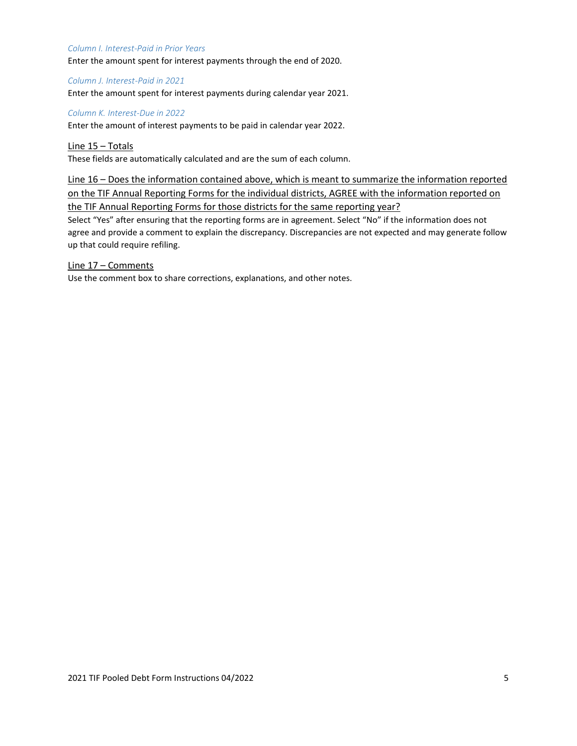*Column I. Interest-Paid in Prior Years*

Enter the amount spent for interest payments through the end of 2020.

*Column J. Interest-Paid in 2021*

Enter the amount spent for interest payments during calendar year 2021.

*Column K. Interest-Due in 2022*

Enter the amount of interest payments to be paid in calendar year 2022.

### Line 15 – Totals

These fields are automatically calculated and are the sum of each column.

### Line 16 – Does the information contained above, which is meant to summarize the information reported on the TIF Annual Reporting Forms for the individual districts, AGREE with the information reported on the TIF Annual Reporting Forms for those districts for the same reporting year?

Select "Yes" after ensuring that the reporting forms are in agreement. Select "No" if the information does not agree and provide a comment to explain the discrepancy. Discrepancies are not expected and may generate follow up that could require refiling.

### Line 17 – Comments

Use the comment box to share corrections, explanations, and other notes.